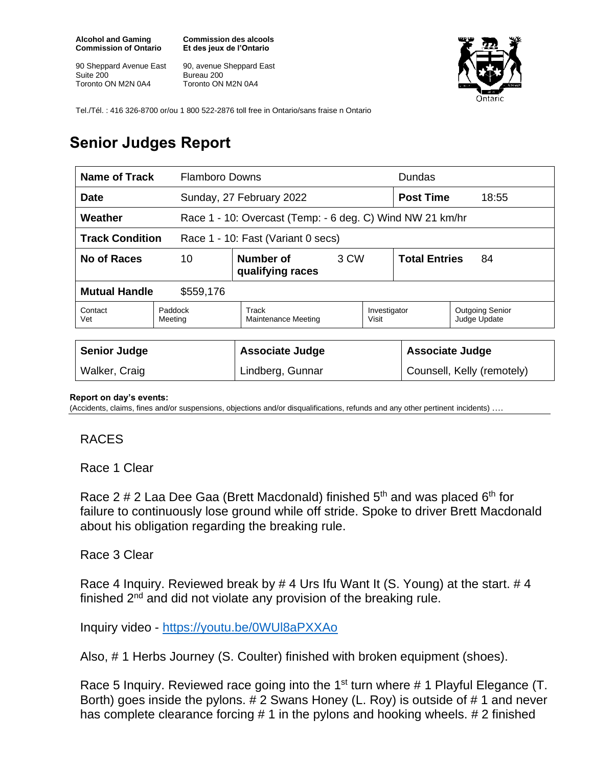**Alcohol and Gaming Commission of Ontario**

90 Sheppard Avenue East
Suite 200
Toronto ON M2N 0A4

**Commission des alcools Et des jeux de l'Ontario**

90, avenue Sheppard East
Bureau 200
Toronto ON M2N 0A4

Tel./Tél. : 416 326-8700 or/ou 1 800 522-2876 toll free in Ontario/sans fraise n Ontario

# Senior Judges Report

| | | | | | |
|---|---|---|---|---|---|
| **Name of Track** | Flamboro Downs | | | Dundas | |
| **Date** | Sunday, 27 February 2022 | | | **Post Time** | 18:55 |
| **Weather** | Race 1 - 10: Overcast (Temp: - 6 deg. C) Wind NW 21 km/hr | | | | |
| **Track Condition** | Race 1 - 10: Fast (Variant 0 secs) | | | | |
| **No of Races** | 10 | **Number of qualifying races** | 3 CW | **Total Entries** | 84 |
| **Mutual Handle** | $559,176 | | | | |

| | | | | |
|---|---|---|---|---|
| Contact Vet | Paddock Meeting | Track Maintenance Meeting | Investigator Visit | Outgoing Senior Judge Update |

| **Senior Judge** | **Associate Judge** | **Associate Judge** |
|---|---|---|
| Walker, Craig | Lindberg, Gunnar | Counsell, Kelly (remotely) |

**Report on day's events:**
(Accidents, claims, fines and/or suspensions, objections and/or disqualifications, refunds and any other pertinent incidents) ….

RACES

Race 1 Clear

Race 2 # 2 Laa Dee Gaa (Brett Macdonald) finished 5th and was placed 6th for failure to continuously lose ground while off stride. Spoke to driver Brett Macdonald about his obligation regarding the breaking rule.

Race 3 Clear

Race 4 Inquiry. Reviewed break by # 4 Urs Ifu Want It (S. Young) at the start. # 4 finished 2nd and did not violate any provision of the breaking rule.

Inquiry video - https://youtu.be/0WUl8aPXXAo

Also, # 1 Herbs Journey (S. Coulter) finished with broken equipment (shoes).

Race 5 Inquiry. Reviewed race going into the 1st turn where # 1 Playful Elegance (T. Borth) goes inside the pylons. # 2 Swans Honey (L. Roy) is outside of # 1 and never has complete clearance forcing # 1 in the pylons and hooking wheels. # 2 finished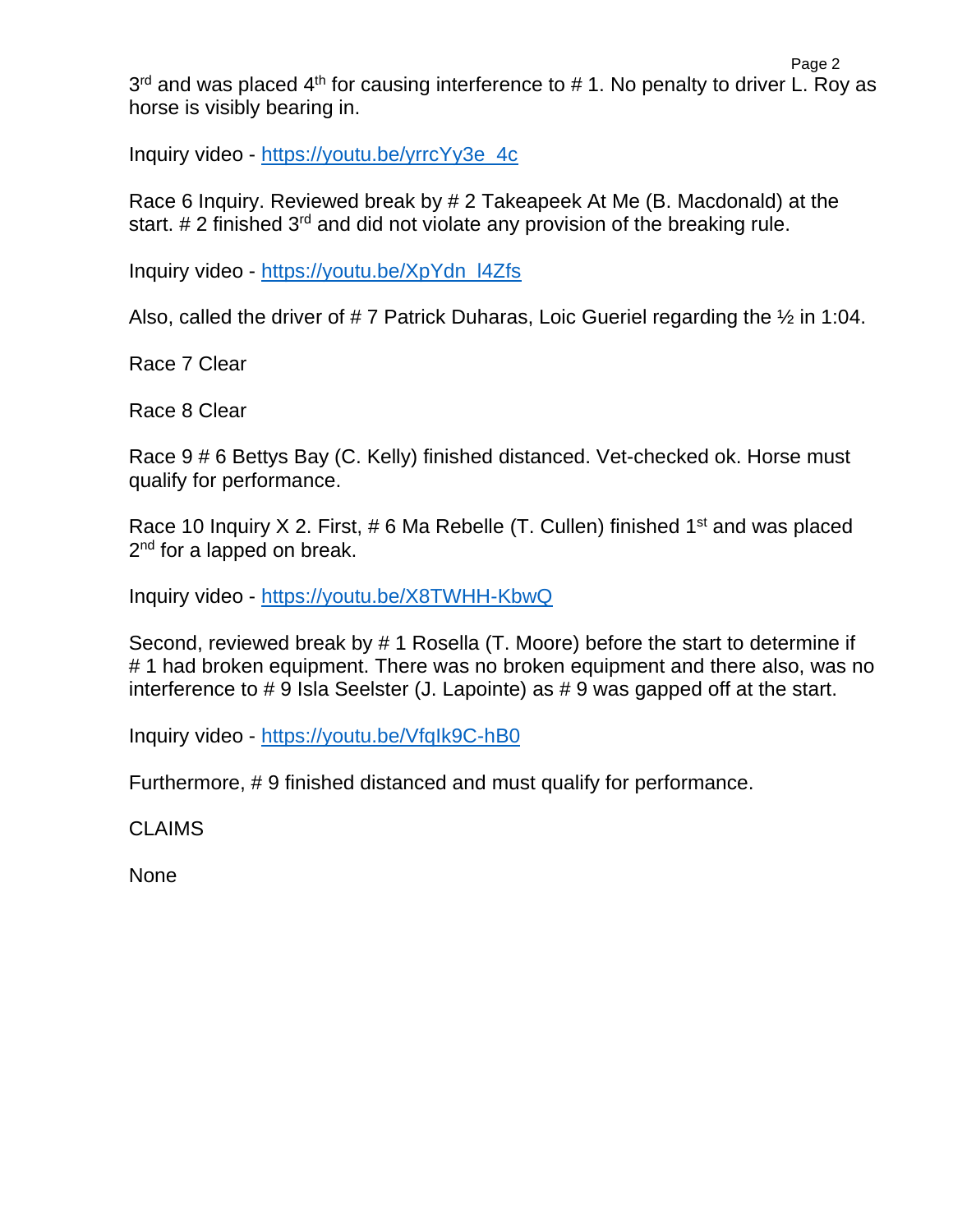3rd and was placed 4th for causing interference to # 1. No penalty to driver L. Roy as horse is visibly bearing in.

Inquiry video - https://youtu.be/yrrcYy3e_4c

Race 6 Inquiry. Reviewed break by # 2 Takeapeek At Me (B. Macdonald) at the start. # 2 finished 3rd and did not violate any provision of the breaking rule.

Inquiry video - https://youtu.be/XpYdn_l4Zfs

Also, called the driver of # 7 Patrick Duharas, Loic Gueriel regarding the ½ in 1:04.

Race 7 Clear

Race 8 Clear

Race 9 # 6 Bettys Bay (C. Kelly) finished distanced. Vet-checked ok. Horse must qualify for performance.

Race 10 Inquiry X 2. First, # 6 Ma Rebelle (T. Cullen) finished 1st and was placed 2nd for a lapped on break.

Inquiry video - https://youtu.be/X8TWHH-KbwQ

Second, reviewed break by # 1 Rosella (T. Moore) before the start to determine if # 1 had broken equipment. There was no broken equipment and there also, was no interference to # 9 Isla Seelster (J. Lapointe) as # 9 was gapped off at the start.

Inquiry video - https://youtu.be/VfqIk9C-hB0

Furthermore, # 9 finished distanced and must qualify for performance.

CLAIMS

None